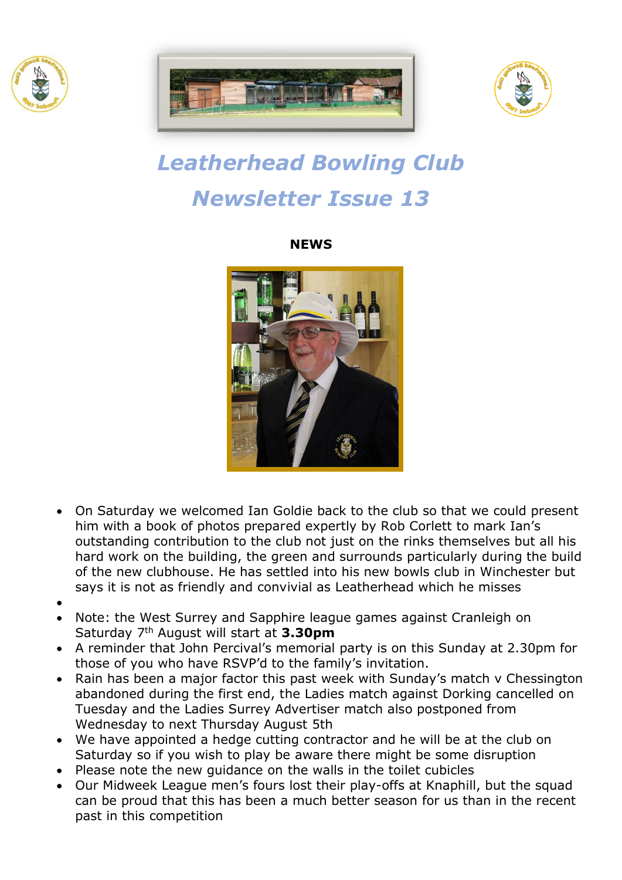# Leatherhead Bowling Club

# Newsletter Issue 13

## NEWS

- On Saturday we welcomed Ian Goldie back to the club so that we could present him with a book of photos prepared expertly by Rob Corlett to mark Ian's outstanding contribution to the club not just on the rinks themselves but all his hard work on the building, the green and surrounds particularly during the build of the new clubhouse. He has settled into his new bowls club in Winchester but says it is not as friendly and convivial as Leatherhead which he misses
- Note: the West Surrey and Sapphire league games against Cranleigh on Saturday 7th August will start at **3.30pm**
- A reminder that John Percival's memorial party is on this Sunday at 2.30pm for those of you who have RSVP'd to the family's invitation.
- Rain has been a major factor this past week with Sunday's match v Chessington abandoned during the first end, the Ladies match against Dorking cancelled on Tuesday and the Ladies Surrey Advertiser match also postponed from Wednesday to next Thursday August 5th
- We have appointed a hedge cutting contractor and he will be at the club on Saturday so if you wish to play be aware there might be some disruption
- Please note the new guidance on the walls in the toilet cubicles
- Our Midweek League men's fours lost their play-offs at Knaphill, but the squad can be proud that this has been a much better season for us than in the recent past in this competition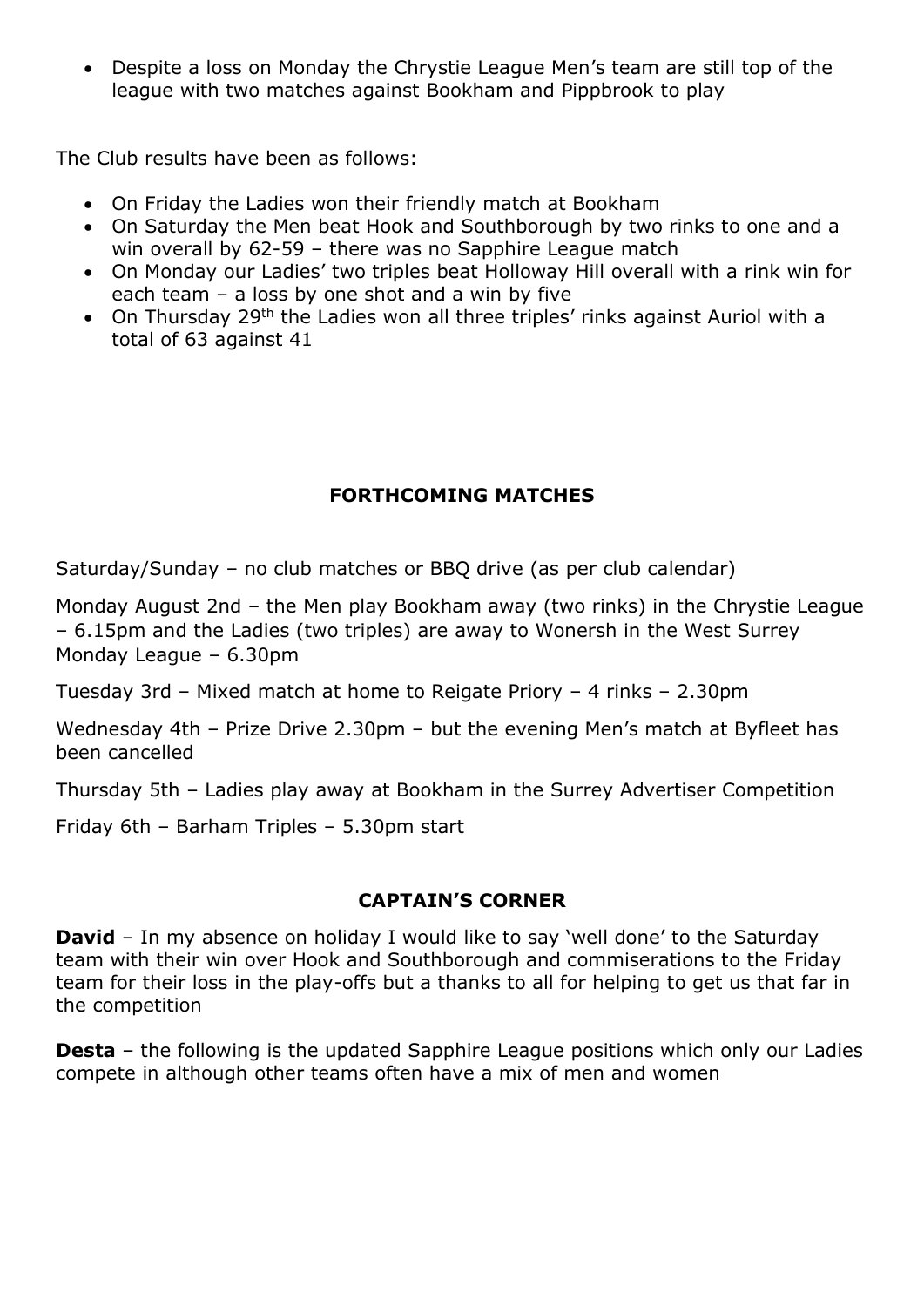- Despite a loss on Monday the Chrystie League Men's team are still top of the league with two matches against Bookham and Pippbrook to play

The Club results have been as follows:

- On Friday the Ladies won their friendly match at Bookham
- On Saturday the Men beat Hook and Southborough by two rinks to one and a win overall by 62-59 – there was no Sapphire League match
- On Monday our Ladies' two triples beat Holloway Hill overall with a rink win for each team – a loss by one shot and a win by five
- On Thursday 29th the Ladies won all three triples' rinks against Auriol with a total of 63 against 41

## FORTHCOMING MATCHES

Saturday/Sunday – no club matches or BBQ drive (as per club calendar)

Monday August 2nd – the Men play Bookham away (two rinks) in the Chrystie League – 6.15pm and the Ladies (two triples) are away to Wonersh in the West Surrey Monday League – 6.30pm

Tuesday 3rd – Mixed match at home to Reigate Priory – 4 rinks – 2.30pm

Wednesday 4th – Prize Drive 2.30pm – but the evening Men's match at Byfleet has been cancelled

Thursday 5th – Ladies play away at Bookham in the Surrey Advertiser Competition

Friday 6th – Barham Triples – 5.30pm start

## CAPTAIN'S CORNER

**David** – In my absence on holiday I would like to say 'well done' to the Saturday team with their win over Hook and Southborough and commiserations to the Friday team for their loss in the play-offs but a thanks to all for helping to get us that far in the competition

**Desta** – the following is the updated Sapphire League positions which only our Ladies compete in although other teams often have a mix of men and women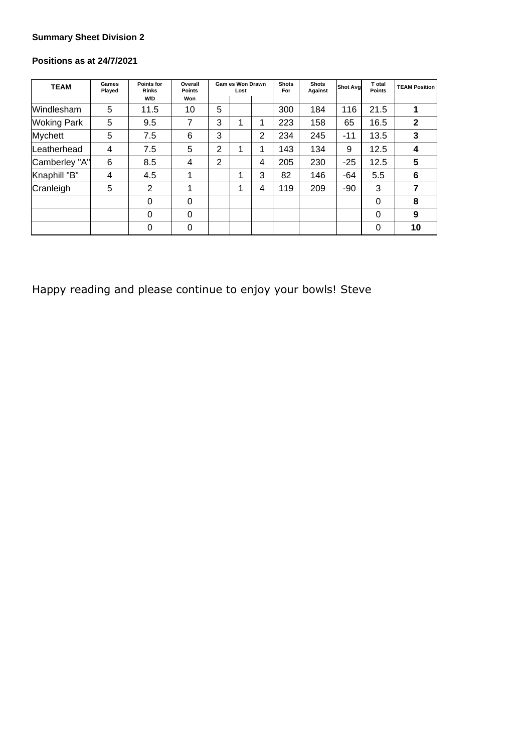**Summary Sheet Division 2**

**Positions as at 24/7/2021**

| TEAM | Games Played | Points for Rinks W/D | Overall Points Won | Games Won | Lost | Drawn | Shots For | Shots Against | Shot Avg | Total Points | TEAM Position |
|---|---|---|---|---|---|---|---|---|---|---|---|
| Windlesham | 5 | 11.5 | 10 | 5 | | | 300 | 184 | 116 | 21.5 | 1 |
| Woking Park | 5 | 9.5 | 7 | 3 | 1 | 1 | 223 | 158 | 65 | 16.5 | 2 |
| Mychett | 5 | 7.5 | 6 | 3 | | 2 | 234 | 245 | -11 | 13.5 | 3 |
| Leatherhead | 4 | 7.5 | 5 | 2 | 1 | 1 | 143 | 134 | 9 | 12.5 | 4 |
| Camberley "A" | 6 | 8.5 | 4 | 2 | | 4 | 205 | 230 | -25 | 12.5 | 5 |
| Knaphill "B" | 4 | 4.5 | 1 | | 1 | 3 | 82 | 146 | -64 | 5.5 | 6 |
| Cranleigh | 5 | 2 | 1 | | 1 | 4 | 119 | 209 | -90 | 3 | 7 |
| | | 0 | 0 | | | | | | | 0 | 8 |
| | | 0 | 0 | | | | | | | 0 | 9 |
| | | 0 | 0 | | | | | | | 0 | 10 |

Happy reading and please continue to enjoy your bowls! Steve